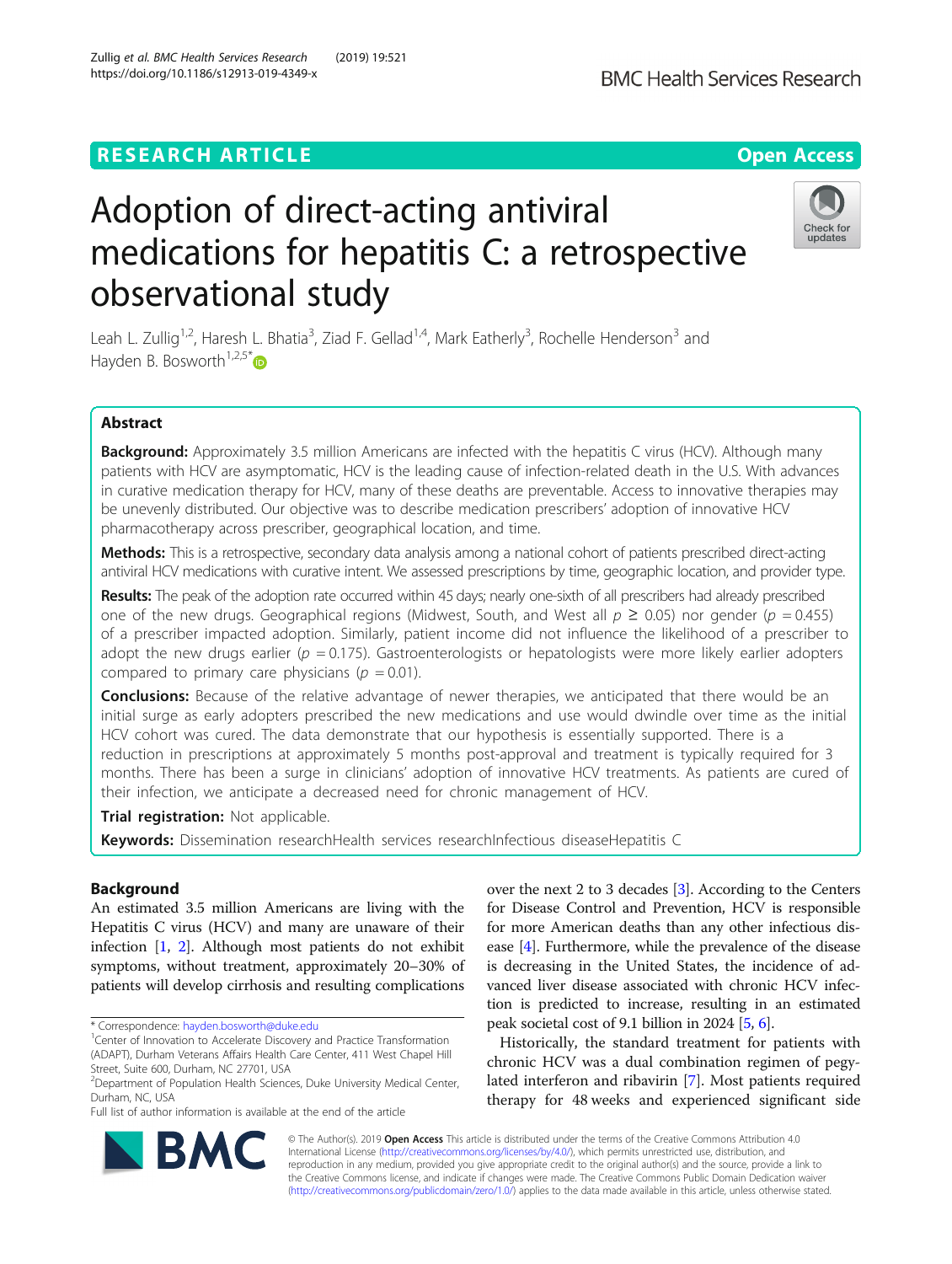RESEARCH ARTICLE

Open Access

# Adoption of direct-acting antiviral medications for hepatitis C: a retrospective observational study

Leah L. Zullig[1,2], Haresh L. Bhatia[3], Ziad F. Gellad[1,4], Mark Eatherly[3], Rochelle Henderson[3] and Hayden B. Bosworth[1,2,5*]

## Abstract

**Background:** Approximately 3.5 million Americans are infected with the hepatitis C virus (HCV). Although many patients with HCV are asymptomatic, HCV is the leading cause of infection-related death in the U.S. With advances in curative medication therapy for HCV, many of these deaths are preventable. Access to innovative therapies may be unevenly distributed. Our objective was to describe medication prescribers' adoption of innovative HCV pharmacotherapy across prescriber, geographical location, and time.

**Methods:** This is a retrospective, secondary data analysis among a national cohort of patients prescribed direct-acting antiviral HCV medications with curative intent. We assessed prescriptions by time, geographic location, and provider type.

**Results:** The peak of the adoption rate occurred within 45 days; nearly one-sixth of all prescribers had already prescribed one of the new drugs. Geographical regions (Midwest, South, and West all $p \geq 0.05$) nor gender ($p = 0.455$) of a prescriber impacted adoption. Similarly, patient income did not influence the likelihood of a prescriber to adopt the new drugs earlier ($p = 0.175$). Gastroenterologists or hepatologists were more likely earlier adopters compared to primary care physicians ($p = 0.01$).

**Conclusions:** Because of the relative advantage of newer therapies, we anticipated that there would be an initial surge as early adopters prescribed the new medications and use would dwindle over time as the initial HCV cohort was cured. The data demonstrate that our hypothesis is essentially supported. There is a reduction in prescriptions at approximately 5 months post-approval and treatment is typically required for 3 months. There has been a surge in clinicians' adoption of innovative HCV treatments. As patients are cured of their infection, we anticipate a decreased need for chronic management of HCV.

**Trial registration:** Not applicable.

**Keywords:** Dissemination researchHealth services researchInfectious diseaseHepatitis C

## Background

An estimated 3.5 million Americans are living with the Hepatitis C virus (HCV) and many are unaware of their infection [1, 2]. Although most patients do not exhibit symptoms, without treatment, approximately 20–30% of patients will develop cirrhosis and resulting complications over the next 2 to 3 decades [3]. According to the Centers for Disease Control and Prevention, HCV is responsible for more American deaths than any other infectious disease [4]. Furthermore, while the prevalence of the disease is decreasing in the United States, the incidence of advanced liver disease associated with chronic HCV infection is predicted to increase, resulting in an estimated peak societal cost of 9.1 billion in 2024 [5, 6].

Historically, the standard treatment for patients with chronic HCV was a dual combination regimen of pegylated interferon and ribavirin [7]. Most patients required therapy for 48 weeks and experienced significant side

\* Correspondence: hayden.bosworth@duke.edu

[1]Center of Innovation to Accelerate Discovery and Practice Transformation (ADAPT), Durham Veterans Affairs Health Care Center, 411 West Chapel Hill Street, Suite 600, Durham, NC 27701, USA

[2]Department of Population Health Sciences, Duke University Medical Center, Durham, NC, USA

Full list of author information is available at the end of the article

© The Author(s). 2019 **Open Access** This article is distributed under the terms of the Creative Commons Attribution 4.0 International License (http://creativecommons.org/licenses/by/4.0/), which permits unrestricted use, distribution, and reproduction in any medium, provided you give appropriate credit to the original author(s) and the source, provide a link to the Creative Commons license, and indicate if changes were made. The Creative Commons Public Domain Dedication waiver (http://creativecommons.org/publicdomain/zero/1.0/) applies to the data made available in this article, unless otherwise stated.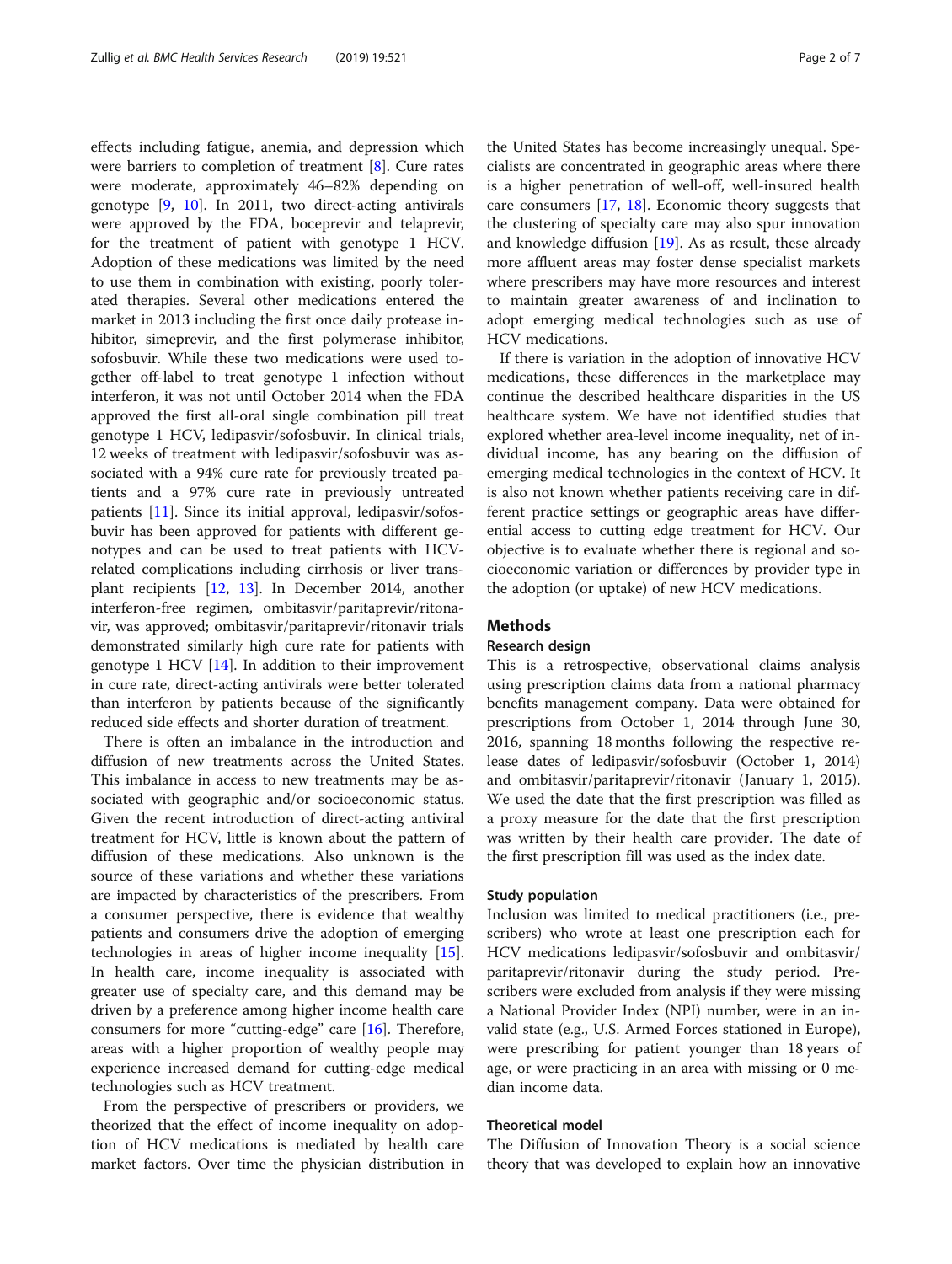effects including fatigue, anemia, and depression which were barriers to completion of treatment [8]. Cure rates were moderate, approximately 46–82% depending on genotype [9, 10]. In 2011, two direct-acting antivirals were approved by the FDA, boceprevir and telaprevir, for the treatment of patient with genotype 1 HCV. Adoption of these medications was limited by the need to use them in combination with existing, poorly tolerated therapies. Several other medications entered the market in 2013 including the first once daily protease inhibitor, simeprevir, and the first polymerase inhibitor, sofosbuvir. While these two medications were used together off-label to treat genotype 1 infection without interferon, it was not until October 2014 when the FDA approved the first all-oral single combination pill treat genotype 1 HCV, ledipasvir/sofosbuvir. In clinical trials, 12 weeks of treatment with ledipasvir/sofosbuvir was associated with a 94% cure rate for previously treated patients and a 97% cure rate in previously untreated patients [11]. Since its initial approval, ledipasvir/sofosbuvir has been approved for patients with different genotypes and can be used to treat patients with HCV-related complications including cirrhosis or liver transplant recipients [12, 13]. In December 2014, another interferon-free regimen, ombitasvir/paritaprevir/ritonavir, was approved; ombitasvir/paritaprevir/ritonavir trials demonstrated similarly high cure rate for patients with genotype 1 HCV [14]. In addition to their improvement in cure rate, direct-acting antivirals were better tolerated than interferon by patients because of the significantly reduced side effects and shorter duration of treatment.

There is often an imbalance in the introduction and diffusion of new treatments across the United States. This imbalance in access to new treatments may be associated with geographic and/or socioeconomic status. Given the recent introduction of direct-acting antiviral treatment for HCV, little is known about the pattern of diffusion of these medications. Also unknown is the source of these variations and whether these variations are impacted by characteristics of the prescribers. From a consumer perspective, there is evidence that wealthy patients and consumers drive the adoption of emerging technologies in areas of higher income inequality [15]. In health care, income inequality is associated with greater use of specialty care, and this demand may be driven by a preference among higher income health care consumers for more "cutting-edge" care [16]. Therefore, areas with a higher proportion of wealthy people may experience increased demand for cutting-edge medical technologies such as HCV treatment.

From the perspective of prescribers or providers, we theorized that the effect of income inequality on adoption of HCV medications is mediated by health care market factors. Over time the physician distribution in the United States has become increasingly unequal. Specialists are concentrated in geographic areas where there is a higher penetration of well-off, well-insured health care consumers [17, 18]. Economic theory suggests that the clustering of specialty care may also spur innovation and knowledge diffusion [19]. As as result, these already more affluent areas may foster dense specialist markets where prescribers may have more resources and interest to maintain greater awareness of and inclination to adopt emerging medical technologies such as use of HCV medications.

If there is variation in the adoption of innovative HCV medications, these differences in the marketplace may continue the described healthcare disparities in the US healthcare system. We have not identified studies that explored whether area-level income inequality, net of individual income, has any bearing on the diffusion of emerging medical technologies in the context of HCV. It is also not known whether patients receiving care in different practice settings or geographic areas have differential access to cutting edge treatment for HCV. Our objective is to evaluate whether there is regional and socioeconomic variation or differences by provider type in the adoption (or uptake) of new HCV medications.

## Methods

### Research design

This is a retrospective, observational claims analysis using prescription claims data from a national pharmacy benefits management company. Data were obtained for prescriptions from October 1, 2014 through June 30, 2016, spanning 18 months following the respective release dates of ledipasvir/sofosbuvir (October 1, 2014) and ombitasvir/paritaprevir/ritonavir (January 1, 2015). We used the date that the first prescription was filled as a proxy measure for the date that the first prescription was written by their health care provider. The date of the first prescription fill was used as the index date.

### Study population

Inclusion was limited to medical practitioners (i.e., prescribers) who wrote at least one prescription each for HCV medications ledipasvir/sofosbuvir and ombitasvir/paritaprevir/ritonavir during the study period. Prescribers were excluded from analysis if they were missing a National Provider Index (NPI) number, were in an invalid state (e.g., U.S. Armed Forces stationed in Europe), were prescribing for patient younger than 18 years of age, or were practicing in an area with missing or 0 median income data.

### Theoretical model

The Diffusion of Innovation Theory is a social science theory that was developed to explain how an innovative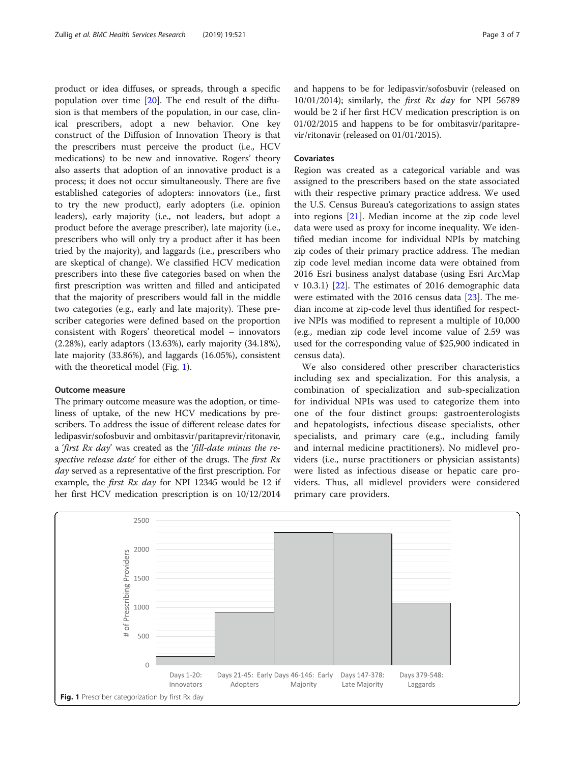product or idea diffuses, or spreads, through a specific population over time [20]. The end result of the diffusion is that members of the population, in our case, clinical prescribers, adopt a new behavior. One key construct of the Diffusion of Innovation Theory is that the prescribers must perceive the product (i.e., HCV medications) to be new and innovative. Rogers' theory also asserts that adoption of an innovative product is a process; it does not occur simultaneously. There are five established categories of adopters: innovators (i.e., first to try the new product), early adopters (i.e. opinion leaders), early majority (i.e., not leaders, but adopt a product before the average prescriber), late majority (i.e., prescribers who will only try a product after it has been tried by the majority), and laggards (i.e., prescribers who are skeptical of change). We classified HCV medication prescribers into these five categories based on when the first prescription was written and filled and anticipated that the majority of prescribers would fall in the middle two categories (e.g., early and late majority). These prescriber categories were defined based on the proportion consistent with Rogers' theoretical model – innovators (2.28%), early adaptors (13.63%), early majority (34.18%), late majority (33.86%), and laggards (16.05%), consistent with the theoretical model (Fig. 1).

### Outcome measure

The primary outcome measure was the adoption, or timeliness of uptake, of the new HCV medications by prescribers. To address the issue of different release dates for ledipasvir/sofosbuvir and ombitasvir/paritaprevir/ritonavir, a '*first Rx day*' was created as the '*fill-date minus the respective release date*' for either of the drugs. The *first Rx day* served as a representative of the first prescription. For example, the *first Rx day* for NPI 12345 would be 12 if her first HCV medication prescription is on 10/12/2014 and happens to be for ledipasvir/sofosbuvir (released on 10/01/2014); similarly, the *first Rx day* for NPI 56789 would be 2 if her first HCV medication prescription is on 01/02/2015 and happens to be for ombitasvir/paritaprevir/ritonavir (released on 01/01/2015).

### Covariates

Region was created as a categorical variable and was assigned to the prescribers based on the state associated with their respective primary practice address. We used the U.S. Census Bureau's categorizations to assign states into regions [21]. Median income at the zip code level data were used as proxy for income inequality. We identified median income for individual NPIs by matching zip codes of their primary practice address. The median zip code level median income data were obtained from 2016 Esri business analyst database (using Esri ArcMap v 10.3.1) [22]. The estimates of 2016 demographic data were estimated with the 2016 census data [23]. The median income at zip-code level thus identified for respective NPIs was modified to represent a multiple of 10,000 (e.g., median zip code level income value of 2.59 was used for the corresponding value of $25,900 indicated in census data).

We also considered other prescriber characteristics including sex and specialization. For this analysis, a combination of specialization and sub-specialization for individual NPIs was used to categorize them into one of the four distinct groups: gastroenterologists and hepatologists, infectious disease specialists, other specialists, and primary care (e.g., including family and internal medicine practitioners). No midlevel providers (i.e., nurse practitioners or physician assistants) were listed as infectious disease or hepatic care providers. Thus, all midlevel providers were considered primary care providers.

**Fig. 1** Prescriber categorization by first Rx day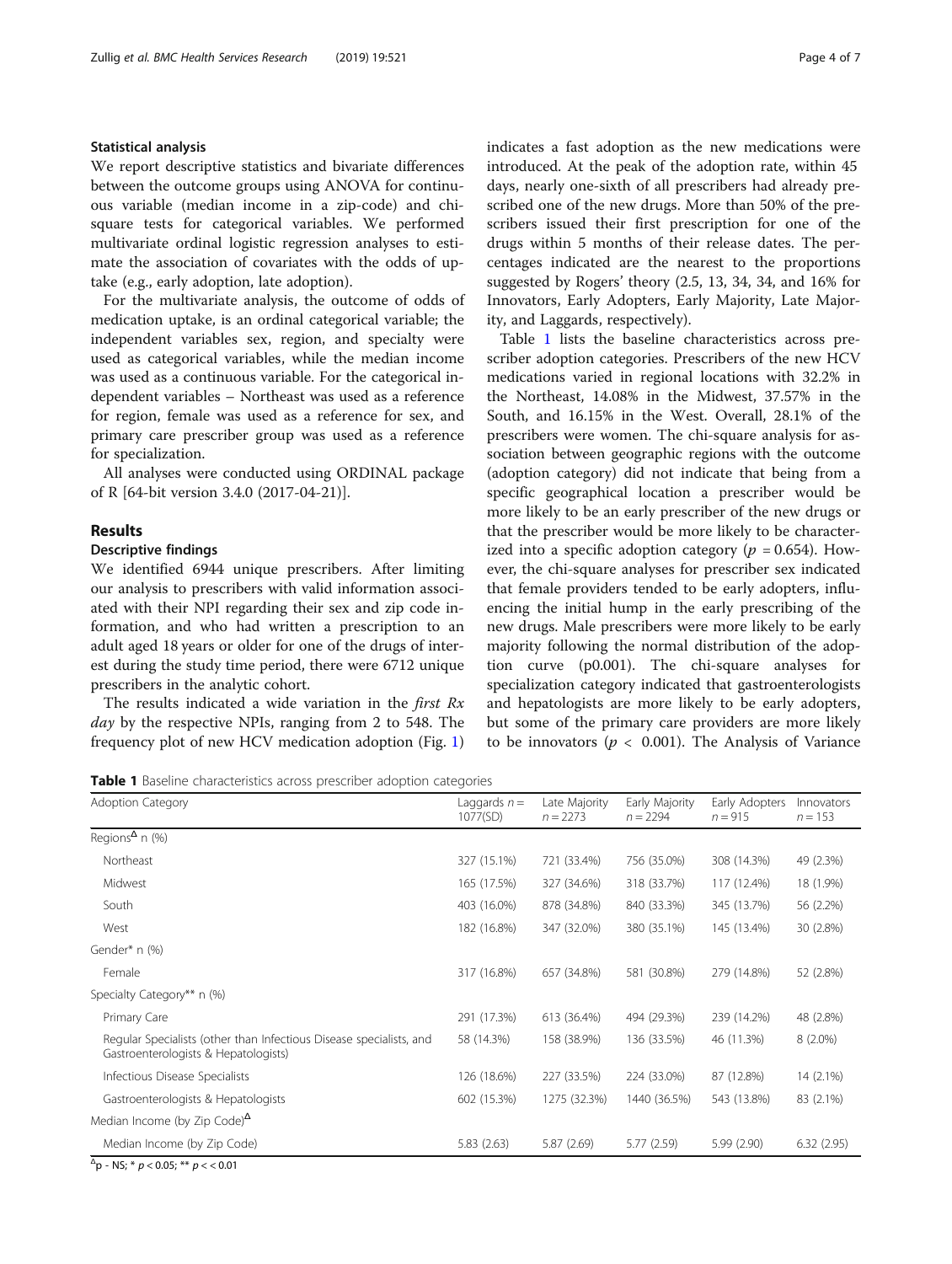### Statistical analysis

We report descriptive statistics and bivariate differences between the outcome groups using ANOVA for continuous variable (median income in a zip-code) and chi-square tests for categorical variables. We performed multivariate ordinal logistic regression analyses to estimate the association of covariates with the odds of uptake (e.g., early adoption, late adoption).

For the multivariate analysis, the outcome of odds of medication uptake, is an ordinal categorical variable; the independent variables sex, region, and specialty were used as categorical variables, while the median income was used as a continuous variable. For the categorical independent variables – Northeast was used as a reference for region, female was used as a reference for sex, and primary care prescriber group was used as a reference for specialization.

All analyses were conducted using ORDINAL package of R [64-bit version 3.4.0 (2017-04-21)].

## Results

### Descriptive findings

We identified 6944 unique prescribers. After limiting our analysis to prescribers with valid information associated with their NPI regarding their sex and zip code information, and who had written a prescription to an adult aged 18 years or older for one of the drugs of interest during the study time period, there were 6712 unique prescribers in the analytic cohort.

The results indicated a wide variation in the *first Rx day* by the respective NPIs, ranging from 2 to 548. The frequency plot of new HCV medication adoption (Fig. 1) indicates a fast adoption as the new medications were introduced. At the peak of the adoption rate, within 45 days, nearly one-sixth of all prescribers had already prescribed one of the new drugs. More than 50% of the prescribers issued their first prescription for one of the drugs within 5 months of their release dates. The percentages indicated are the nearest to the proportions suggested by Rogers' theory (2.5, 13, 34, 34, and 16% for Innovators, Early Adopters, Early Majority, Late Majority, and Laggards, respectively).

Table 1 lists the baseline characteristics across prescriber adoption categories. Prescribers of the new HCV medications varied in regional locations with 32.2% in the Northeast, 14.08% in the Midwest, 37.57% in the South, and 16.15% in the West. Overall, 28.1% of the prescribers were women. The chi-square analysis for association between geographic regions with the outcome (adoption category) did not indicate that being from a specific geographical location a prescriber would be more likely to be an early prescriber of the new drugs or that the prescriber would be more likely to be characterized into a specific adoption category ($p = 0.654$). However, the chi-square analyses for prescriber sex indicated that female providers tended to be early adopters, influencing the initial hump in the early prescribing of the new drugs. Male prescribers were more likely to be early majority following the normal distribution of the adoption curve (p0.001). The chi-square analyses for specialization category indicated that gastroenterologists and hepatologists are more likely to be early adopters, but some of the primary care providers are more likely to be innovators ($p < 0.001$). The Analysis of Variance

**Table 1** Baseline characteristics across prescriber adoption categories

| Adoption Category | Laggards n = 1077(SD) | Late Majority n = 2273 | Early Majority n = 2294 | Early Adopters n = 915 | Innovators n = 153 |
|---|---|---|---|---|---|
| Regions[Δ] n (%) | | | | | |
| Northeast | 327 (15.1%) | 721 (33.4%) | 756 (35.0%) | 308 (14.3%) | 49 (2.3%) |
| Midwest | 165 (17.5%) | 327 (34.6%) | 318 (33.7%) | 117 (12.4%) | 18 (1.9%) |
| South | 403 (16.0%) | 878 (34.8%) | 840 (33.3%) | 345 (13.7%) | 56 (2.2%) |
| West | 182 (16.8%) | 347 (32.0%) | 380 (35.1%) | 145 (13.4%) | 30 (2.8%) |
| Gender* n (%) | | | | | |
| Female | 317 (16.8%) | 657 (34.8%) | 581 (30.8%) | 279 (14.8%) | 52 (2.8%) |
| Specialty Category** n (%) | | | | | |
| Primary Care | 291 (17.3%) | 613 (36.4%) | 494 (29.3%) | 239 (14.2%) | 48 (2.8%) |
| Regular Specialists (other than Infectious Disease specialists, and Gastroenterologists & Hepatologists) | 58 (14.3%) | 158 (38.9%) | 136 (33.5%) | 46 (11.3%) | 8 (2.0%) |
| Infectious Disease Specialists | 126 (18.6%) | 227 (33.5%) | 224 (33.0%) | 87 (12.8%) | 14 (2.1%) |
| Gastroenterologists & Hepatologists | 602 (15.3%) | 1275 (32.3%) | 1440 (36.5%) | 543 (13.8%) | 83 (2.1%) |
| Median Income (by Zip Code)[Δ] | | | | | |
| Median Income (by Zip Code) | 5.83 (2.63) | 5.87 (2.69) | 5.77 (2.59) | 5.99 (2.90) | 6.32 (2.95) |

[Δ]p - NS; * $p < 0.05$; ** $p < < 0.01$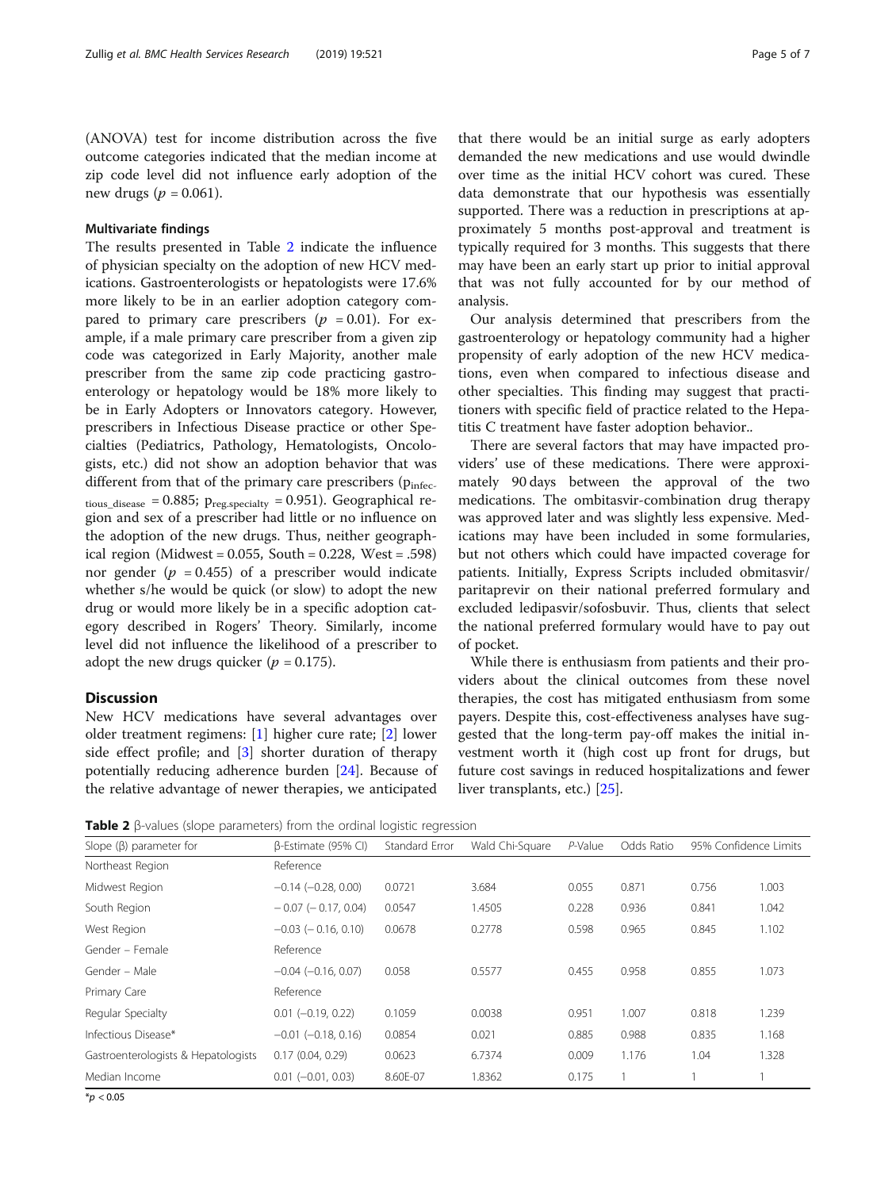(ANOVA) test for income distribution across the five outcome categories indicated that the median income at zip code level did not influence early adoption of the new drugs ($p = 0.061$).

### Multivariate findings

The results presented in Table 2 indicate the influence of physician specialty on the adoption of new HCV medications. Gastroenterologists or hepatologists were 17.6% more likely to be in an earlier adoption category compared to primary care prescribers ($p = 0.01$). For example, if a male primary care prescriber from a given zip code was categorized in Early Majority, another male prescriber from the same zip code practicing gastroenterology or hepatology would be 18% more likely to be in Early Adopters or Innovators category. However, prescribers in Infectious Disease practice or other Specialties (Pediatrics, Pathology, Hematologists, Oncologists, etc.) did not show an adoption behavior that was different from that of the primary care prescribers ($p_{infectious\_disease} = 0.885$; $p_{reg.specialty} = 0.951$). Geographical region and sex of a prescriber had little or no influence on the adoption of the new drugs. Thus, neither geographical region (Midwest = 0.055, South = 0.228, West = .598) nor gender ($p = 0.455$) of a prescriber would indicate whether s/he would be quick (or slow) to adopt the new drug or would more likely be in a specific adoption category described in Rogers' Theory. Similarly, income level did not influence the likelihood of a prescriber to adopt the new drugs quicker ($p = 0.175$).

## Discussion

New HCV medications have several advantages over older treatment regimens: [1] higher cure rate; [2] lower side effect profile; and [3] shorter duration of therapy potentially reducing adherence burden [24]. Because of the relative advantage of newer therapies, we anticipated that there would be an initial surge as early adopters demanded the new medications and use would dwindle over time as the initial HCV cohort was cured. These data demonstrate that our hypothesis was essentially supported. There was a reduction in prescriptions at approximately 5 months post-approval and treatment is typically required for 3 months. This suggests that there may have been an early start up prior to initial approval that was not fully accounted for by our method of analysis.

Our analysis determined that prescribers from the gastroenterology or hepatology community had a higher propensity of early adoption of the new HCV medications, even when compared to infectious disease and other specialties. This finding may suggest that practitioners with specific field of practice related to the Hepatitis C treatment have faster adoption behavior..

There are several factors that may have impacted providers' use of these medications. There were approximately 90 days between the approval of the two medications. The ombitasvir-combination drug therapy was approved later and was slightly less expensive. Medications may have been included in some formularies, but not others which could have impacted coverage for patients. Initially, Express Scripts included obmitasvir/paritaprevir on their national preferred formulary and excluded ledipasvir/sofosbuvir. Thus, clients that select the national preferred formulary would have to pay out of pocket.

While there is enthusiasm from patients and their providers about the clinical outcomes from these novel therapies, the cost has mitigated enthusiasm from some payers. Despite this, cost-effectiveness analyses have suggested that the long-term pay-off makes the initial investment worth it (high cost up front for drugs, but future cost savings in reduced hospitalizations and fewer liver transplants, etc.) [25].

**Table 2** β-values (slope parameters) from the ordinal logistic regression

| Slope (β) parameter for | β-Estimate (95% CI) | Standard Error | Wald Chi-Square | *P*-Value | Odds Ratio | 95% Confidence Limits | |
|---|---|---|---|---|---|---|---|
| Northeast Region | Reference | | | | | | |
| Midwest Region | −0.14 (−0.28, 0.00) | 0.0721 | 3.684 | 0.055 | 0.871 | 0.756 | 1.003 |
| South Region | − 0.07 (− 0.17, 0.04) | 0.0547 | 1.4505 | 0.228 | 0.936 | 0.841 | 1.042 |
| West Region | −0.03 (− 0.16, 0.10) | 0.0678 | 0.2778 | 0.598 | 0.965 | 0.845 | 1.102 |
| Gender – Female | Reference | | | | | | |
| Gender – Male | −0.04 (−0.16, 0.07) | 0.058 | 0.5577 | 0.455 | 0.958 | 0.855 | 1.073 |
| Primary Care | Reference | | | | | | |
| Regular Specialty | 0.01 (−0.19, 0.22) | 0.1059 | 0.0038 | 0.951 | 1.007 | 0.818 | 1.239 |
| Infectious Disease* | −0.01 (−0.18, 0.16) | 0.0854 | 0.021 | 0.885 | 0.988 | 0.835 | 1.168 |
| Gastroenterologists & Hepatologists | 0.17 (0.04, 0.29) | 0.0623 | 6.7374 | 0.009 | 1.176 | 1.04 | 1.328 |
| Median Income | 0.01 (−0.01, 0.03) | 8.60E-07 | 1.8362 | 0.175 | 1 | 1 | 1 |

*$p < 0.05$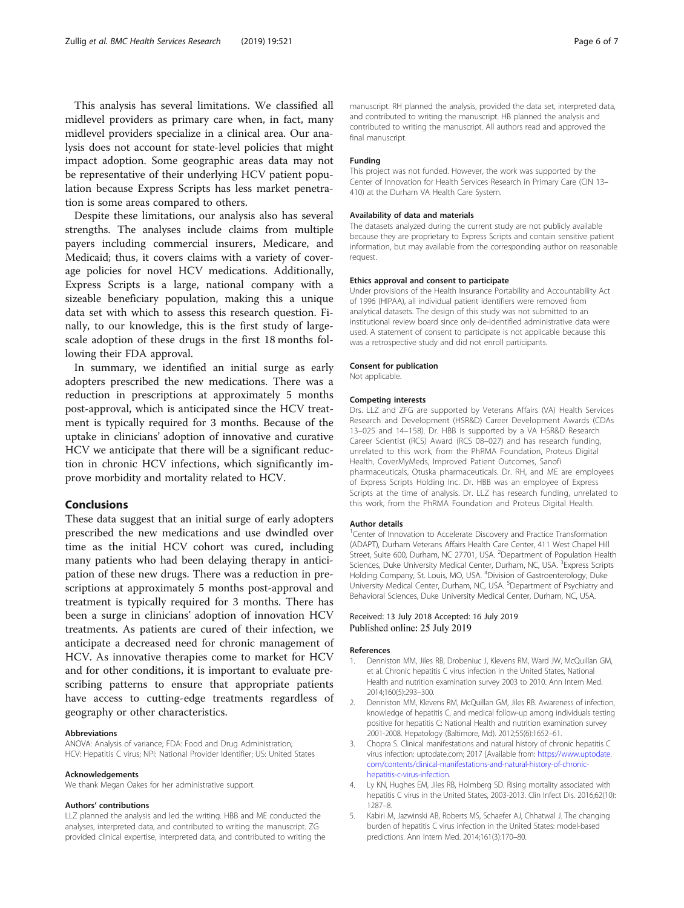This analysis has several limitations. We classified all midlevel providers as primary care when, in fact, many midlevel providers specialize in a clinical area. Our analysis does not account for state-level policies that might impact adoption. Some geographic areas data may not be representative of their underlying HCV patient population because Express Scripts has less market penetration is some areas compared to others.

Despite these limitations, our analysis also has several strengths. The analyses include claims from multiple payers including commercial insurers, Medicare, and Medicaid; thus, it covers claims with a variety of coverage policies for novel HCV medications. Additionally, Express Scripts is a large, national company with a sizeable beneficiary population, making this a unique data set with which to assess this research question. Finally, to our knowledge, this is the first study of large-scale adoption of these drugs in the first 18 months following their FDA approval.

In summary, we identified an initial surge as early adopters prescribed the new medications. There was a reduction in prescriptions at approximately 5 months post-approval, which is anticipated since the HCV treatment is typically required for 3 months. Because of the uptake in clinicians' adoption of innovative and curative HCV we anticipate that there will be a significant reduction in chronic HCV infections, which significantly improve morbidity and mortality related to HCV.

## Conclusions

These data suggest that an initial surge of early adopters prescribed the new medications and use dwindled over time as the initial HCV cohort was cured, including many patients who had been delaying therapy in anticipation of these new drugs. There was a reduction in prescriptions at approximately 5 months post-approval and treatment is typically required for 3 months. There has been a surge in clinicians' adoption of innovation HCV treatments. As patients are cured of their infection, we anticipate a decreased need for chronic management of HCV. As innovative therapies come to market for HCV and for other conditions, it is important to evaluate prescribing patterns to ensure that appropriate patients have access to cutting-edge treatments regardless of geography or other characteristics.

### Abbreviations

ANOVA: Analysis of variance; FDA: Food and Drug Administration; HCV: Hepatitis C virus; NPI: National Provider Identifier; US: United States

### Acknowledgements

We thank Megan Oakes for her administrative support.

### Authors' contributions

LLZ planned the analysis and led the writing. HBB and ME conducted the analyses, interpreted data, and contributed to writing the manuscript. ZG provided clinical expertise, interpreted data, and contributed to writing the manuscript. RH planned the analysis, provided the data set, interpreted data, and contributed to writing the manuscript. HB planned the analysis and contributed to writing the manuscript. All authors read and approved the final manuscript.

### Funding

This project was not funded. However, the work was supported by the Center of Innovation for Health Services Research in Primary Care (CIN 13–410) at the Durham VA Health Care System.

### Availability of data and materials

The datasets analyzed during the current study are not publicly available because they are proprietary to Express Scripts and contain sensitive patient information, but may available from the corresponding author on reasonable request.

### Ethics approval and consent to participate

Under provisions of the Health Insurance Portability and Accountability Act of 1996 (HIPAA), all individual patient identifiers were removed from analytical datasets. The design of this study was not submitted to an institutional review board since only de-identified administrative data were used. A statement of consent to participate is not applicable because this was a retrospective study and did not enroll participants.

### Consent for publication

Not applicable.

### Competing interests

Drs. LLZ and ZFG are supported by Veterans Affairs (VA) Health Services Research and Development (HSR&D) Career Development Awards (CDAs 13–025 and 14–158). Dr. HBB is supported by a VA HSR&D Research Career Scientist (RCS) Award (RCS 08–027) and has research funding, unrelated to this work, from the PhRMA Foundation, Proteus Digital Health, CoverMyMeds, Improved Patient Outcomes, Sanofi pharmaceuticals, Otuska pharmaceuticals. Dr. RH, and ME are employees of Express Scripts Holding Inc. Dr. HBB was an employee of Express Scripts at the time of analysis. Dr. LLZ has research funding, unrelated to this work, from the PhRMA Foundation and Proteus Digital Health.

### Author details

[1]Center of Innovation to Accelerate Discovery and Practice Transformation (ADAPT), Durham Veterans Affairs Health Care Center, 411 West Chapel Hill Street, Suite 600, Durham, NC 27701, USA. [2]Department of Population Health Sciences, Duke University Medical Center, Durham, NC, USA. [3]Express Scripts Holding Company, St. Louis, MO, USA. [4]Division of Gastroenterology, Duke University Medical Center, Durham, NC, USA. [5]Department of Psychiatry and Behavioral Sciences, Duke University Medical Center, Durham, NC, USA.

Received: 13 July 2018 Accepted: 16 July 2019
Published online: 25 July 2019

### References

1. Denniston MM, Jiles RB, Drobeniuc J, Klevens RM, Ward JW, McQuillan GM, et al. Chronic hepatitis C virus infection in the United States, National Health and nutrition examination survey 2003 to 2010. Ann Intern Med. 2014;160(5):293–300.
2. Denniston MM, Klevens RM, McQuillan GM, Jiles RB. Awareness of infection, knowledge of hepatitis C, and medical follow-up among individuals testing positive for hepatitis C: National Health and nutrition examination survey 2001-2008. Hepatology (Baltimore, Md). 2012;55(6):1652–61.
3. Chopra S. Clinical manifestations and natural history of chronic hepatitis C virus infection: uptodate.com; 2017 [Available from: https://www.uptodate.com/contents/clinical-manifestations-and-natural-history-of-chronic-hepatitis-c-virus-infection.
4. Ly KN, Hughes EM, Jiles RB, Holmberg SD. Rising mortality associated with hepatitis C virus in the United States, 2003-2013. Clin Infect Dis. 2016;62(10):1287–8.
5. Kabiri M, Jazwinski AB, Roberts MS, Schaefer AJ, Chhatwal J. The changing burden of hepatitis C virus infection in the United States: model-based predictions. Ann Intern Med. 2014;161(3):170–80.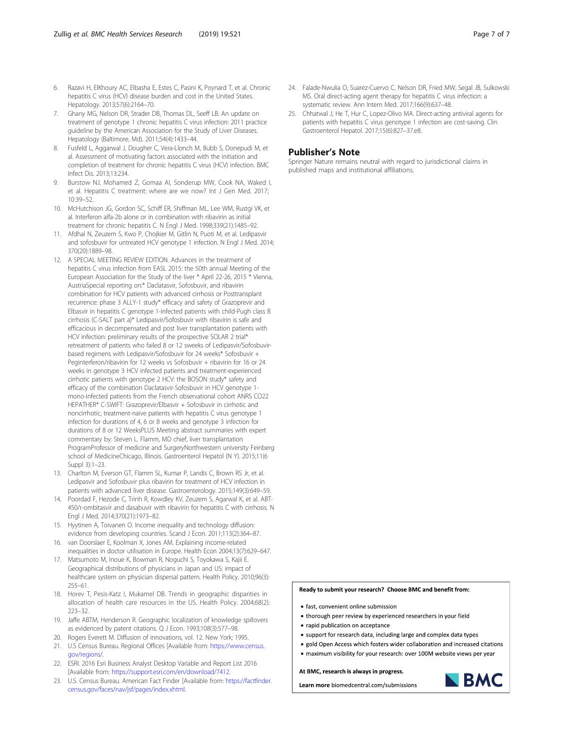6. Razavi H, ElKhoury AC, Elbasha E, Estes C, Pasini K, Poynard T, et al. Chronic hepatitis C virus (HCV) disease burden and cost in the United States. Hepatology. 2013;57(6):2164–70.
7. Ghany MG, Nelson DR, Strader DB, Thomas DL, Seeff LB. An update on treatment of genotype 1 chronic hepatitis C virus infection: 2011 practice guideline by the American Association for the Study of Liver Diseases. Hepatology (Baltimore, Md). 2011;54(4):1433–44.
8. Fusfeld L, Aggarwal J, Dougher C, Vera-Llonch M, Bubb S, Donepudi M, et al. Assessment of motivating factors associated with the initiation and completion of treatment for chronic hepatitis C virus (HCV) infection. BMC Infect Dis. 2013;13:234.
9. Burstow NJ, Mohamed Z, Gomaa AI, Sonderup MW, Cook NA, Waked I, et al. Hepatitis C treatment: where are we now? Int J Gen Med. 2017; 10:39–52.
10. McHutchison JG, Gordon SC, Schiff ER, Shiffman ML, Lee WM, Rustgi VK, et al. Interferon alfa-2b alone or in combination with ribavirin as initial treatment for chronic hepatitis C. N Engl J Med. 1998;339(21):1485–92.
11. Afdhal N, Zeuzem S, Kwo P, Chojkier M, Gitlin N, Puoti M, et al. Ledipasvir and sofosbuvir for untreated HCV genotype 1 infection. N Engl J Med. 2014; 370(20):1889–98.
12. A SPECIAL MEETING REVIEW EDITION. Advances in the treatment of hepatitis C virus infection from EASL 2015: the 50th annual Meeting of the European Association for the Study of the liver * April 22-26, 2015 * Vienna, AustriaSpecial reporting on:* Daclatasvir, Sofosbuvir, and ribavirin combination for HCV patients with advanced cirrhosis or Posttransplant recurrence: phase 3 ALLY-1 study* efficacy and safety of Grazoprevir and Elbasvir in hepatitis C genotype 1-infected patients with child-Pugh class B cirrhosis (C-SALT part a)* Ledipasvir/Sofosbuvir with ribavirin is safe and efficacious in decompensated and post liver transplantation patients with HCV infection: preliminary results of the prospective SOLAR 2 trial* retreatment of patients who failed 8 or 12 weeks of Ledipasvir/Sofosbuvir-based regimens with Ledipasvir/Sofosbuvir for 24 weeks* Sofosbuvir + Peginterferon/ribavirin for 12 weeks vs Sofosbuvir + ribavirin for 16 or 24 weeks in genotype 3 HCV infected patients and treatment-experienced cirrhotic patients with genotype 2 HCV: the BOSON study* safety and efficacy of the combination Daclatasvir-Sofosbuvir in HCV genotype 1-mono-infected patients from the French observational cohort ANRS CO22 HEPATHER* C-SWIFT: Grazoprevir/Elbasvir + Sofosbuvir in cirrhotic and noncirrhotic, treatment-naive patients with hepatitis C virus genotype 1 infection for durations of 4, 6 or 8 weeks and genotype 3 infection for durations of 8 or 12 WeeksPLUS Meeting abstract summaries with expert commentary by: Steven L. Flamm, MD chief, liver transplantation ProgramProfessor of medicine and SurgeryNorthwestern university Feinberg school of MedicineChicago, Illinois. Gastroenterol Hepatol (N Y). 2015;11(6 Suppl 3):1–23.
13. Charlton M, Everson GT, Flamm SL, Kumar P, Landis C, Brown RS Jr, et al. Ledipasvir and Sofosbuvir plus ribavirin for treatment of HCV infection in patients with advanced liver disease. Gastroenterology. 2015;149(3):649–59.
14. Poordad F, Hezode C, Trinh R, Kowdley KV, Zeuzem S, Agarwal K, et al. ABT-450/r-ombitasvir and dasabuvir with ribavirin for hepatitis C with cirrhosis. N Engl J Med. 2014;370(21):1973–82.
15. Hyytinen A, Toivanen O. Income inequality and technology diffusion: evidence from developing countries. Scand J Econ. 2011;113(2):364–87.
16. van Doorslaer E, Koolman X, Jones AM. Explaining income-related inequalities in doctor utilisation in Europe. Health Econ 2004;13(7):629–647.
17. Matsumoto M, Inoue K, Bowman R, Noguchi S, Toyokawa S, Kajii E. Geographical distributions of physicians in Japan and US: impact of healthcare system on physician dispersal pattern. Health Policy. 2010;96(3): 255–61.
18. Horev T, Pesis-Katz I, Mukamel DB. Trends in geographic disparities in allocation of health care resources in the US. Health Policy. 2004;68(2): 223–32.
19. Jaffe ABTM, Henderson R. Geographic localization of knowledge spillovers as evidenced by patent citations. Q J Econ. 1993;108(3):577–98.
20. Rogers Everett M. Diffusion of innovations, vol. 12. New York; 1995.
21. U.S Census Bureau. Regional Offices [Available from: https://www.census.gov/regions/.
22. ESRI. 2016 Esri Business Analyst Desktop Variable and Report List 2016 [Available from: https://support.esri.com/en/download/7412.
23. U.S. Census Bureau. American Fact Finder [Available from: https://factfinder.census.gov/faces/nav/jsf/pages/index.xhtml.
24. Falade-Nwulia O, Suarez-Cuervo C, Nelson DR, Fried MW, Segal JB, Sulkowski MS. Oral direct-acting agent therapy for hepatitis C virus infection: a systematic review. Ann Intern Med. 2017;166(9):637–48.
25. Chhatwal J, He T, Hur C, Lopez-Olivo MA. Direct-acting antiviral agents for patients with hepatitis C virus genotype 1 infection are cost-saving. Clin Gastroenterol Hepatol. 2017;15(6):827–37.e8.

## Publisher's Note

Springer Nature remains neutral with regard to jurisdictional claims in published maps and institutional affiliations.

**Ready to submit your research? Choose BMC and benefit from:**

- fast, convenient online submission
- thorough peer review by experienced researchers in your field
- rapid publication on acceptance
- support for research data, including large and complex data types
- gold Open Access which fosters wider collaboration and increased citations
- maximum visibility for your research: over 100M website views per year

**At BMC, research is always in progress.**

**Learn more** biomedcentral.com/submissions

BMC